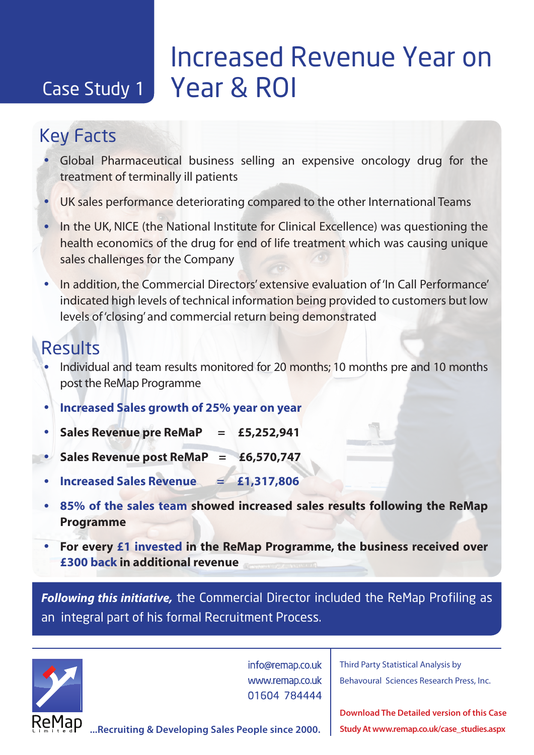Case Study 1

# Increased Revenue Year on Year & ROI

## Key Facts

- Global Pharmaceutical business selling an expensive oncology drug for the treatment of terminally ill patients
- UK sales performance deteriorating compared to the other International Teams
- In the UK, NICE (the National Institute for Clinical Excellence) was questioning the health economics of the drug for end of life treatment which was causing unique sales challenges for the Company
- In addition, the Commercial Directors' extensive evaluation of 'In Call Performance' indicated high levels of technical information being provided to customers but low levels of 'closing' and commercial return being demonstrated

## Results

- Individual and team results monitored for 20 months; 10 months pre and 10 months post the ReMap Programme
- **Increased Sales growth of 25% year on year**
- **Sales Revenue pre ReMaP = £5,252,941**
- **Sales Revenue post ReMaP = £6,570,747**
- **Increased Sales Revenue = £1,317,806**
- **85% of the sales team showed increased sales results following the ReMap Programme**
- **For every £1 invested in the ReMap Programme, the business received over £300 back in additional revenue**

***Following this initiative,*** the Commercial Director included the ReMap Profiling as an integral part of his formal Recruitment Process.

ReMap Limited

info@remap.co.uk
www.remap.co.uk
01604 784444

...Recruiting & Developing Sales People since 2000.

Third Party Statistical Analysis by Behavoural Sciences Research Press, Inc.

**Download The Detailed version of this Case Study At www.remap.co.uk/case_studies.aspx**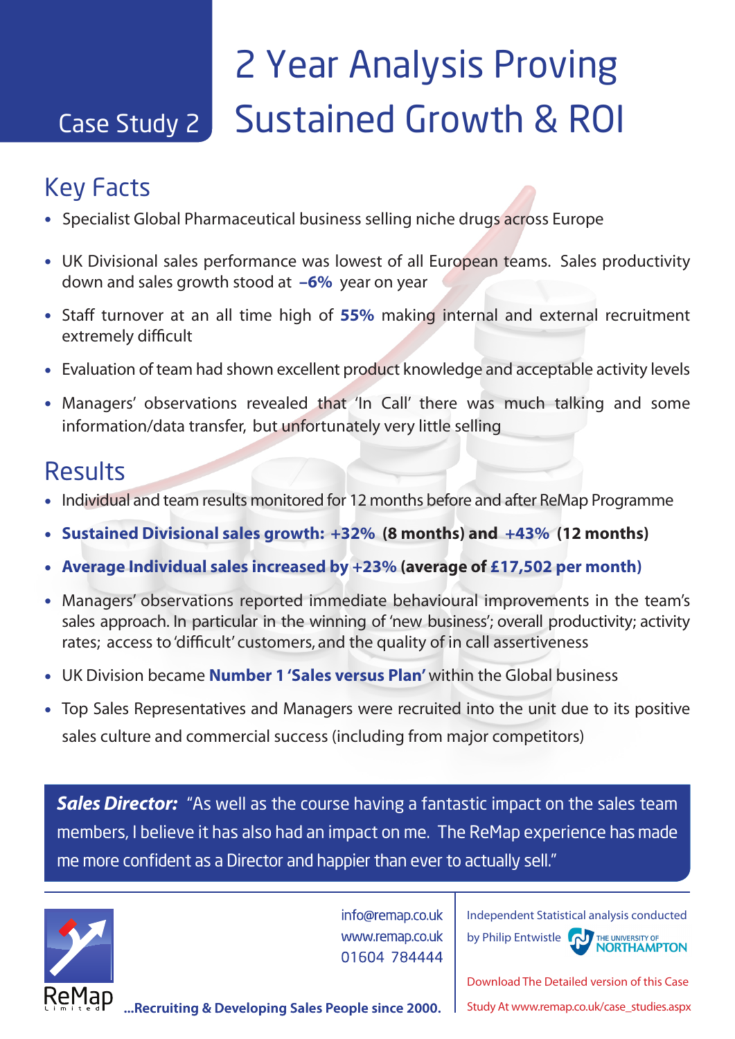Case Study 2

# 2 Year Analysis Proving Sustained Growth & ROI

## Key Facts

- Specialist Global Pharmaceutical business selling niche drugs across Europe
- UK Divisional sales performance was lowest of all European teams. Sales productivity down and sales growth stood at **–6%** year on year
- Staff turnover at an all time high of **55%** making internal and external recruitment extremely difficult
- Evaluation of team had shown excellent product knowledge and acceptable activity levels
- Managers' observations revealed that 'In Call' there was much talking and some information/data transfer, but unfortunately very little selling

## Results

- Individual and team results monitored for 12 months before and after ReMap Programme
- **Sustained Divisional sales growth: +32% (8 months) and +43% (12 months)**
- **Average Individual sales increased by +23% (average of £17,502 per month)**
- Managers' observations reported immediate behavioural improvements in the team's sales approach. In particular in the winning of 'new business'; overall productivity; activity rates; access to 'difficult' customers, and the quality of in call assertiveness
- UK Division became **Number 1 'Sales versus Plan'** within the Global business
- Top Sales Representatives and Managers were recruited into the unit due to its positive sales culture and commercial success (including from major competitors)

***Sales Director:*** "As well as the course having a fantastic impact on the sales team members, I believe it has also had an impact on me. The ReMap experience has made me more confident as a Director and happier than ever to actually sell."

ReMap Limited

**...Recruiting & Developing Sales People since 2000.**

info@remap.co.uk
www.remap.co.uk
01604 784444

Independent Statistical analysis conducted by Philip Entwistle, The University of Northampton

Download The Detailed version of this Case Study At www.remap.co.uk/case_studies.aspx